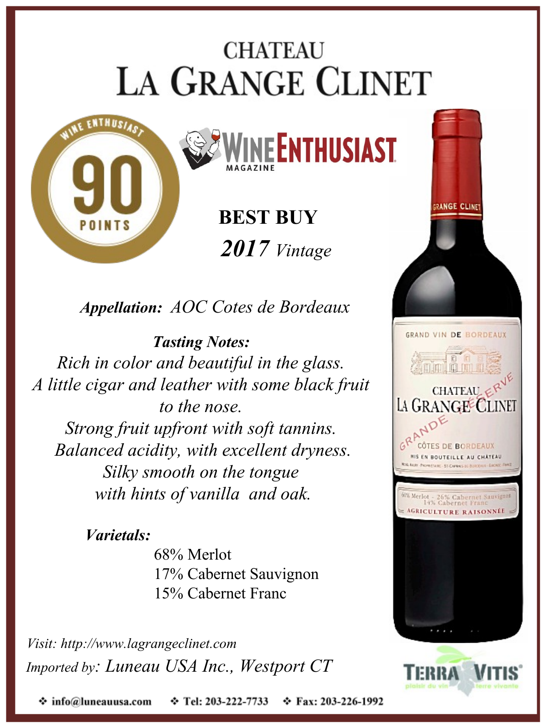# CHATEAU
# LA GRANGE CLINET

WINE ENTHUSIAST
**90**
POINTS

WINE ENTHUSIAST MAGAZINE

**BEST BUY**

***2017*** *Vintage*

***Appellation:*** *AOC Cotes de Bordeaux*

***Tasting Notes:***

*Rich in color and beautiful in the glass.*
*A little cigar and leather with some black fruit to the nose.*
*Strong fruit upfront with soft tannins.*
*Balanced acidity, with excellent dryness.*
*Silky smooth on the tongue with hints of vanilla and oak.*

***Varietals:***

68% Merlot
17% Cabernet Sauvignon
15% Cabernet Franc

*Visit: http://www.lagrangeclinet.com*

*Imported by: Luneau USA Inc., Westport CT*

TERRA VITIS

❖ info@luneauusa.com ❖ Tel: 203-222-7733 ❖ Fax: 203-226-1992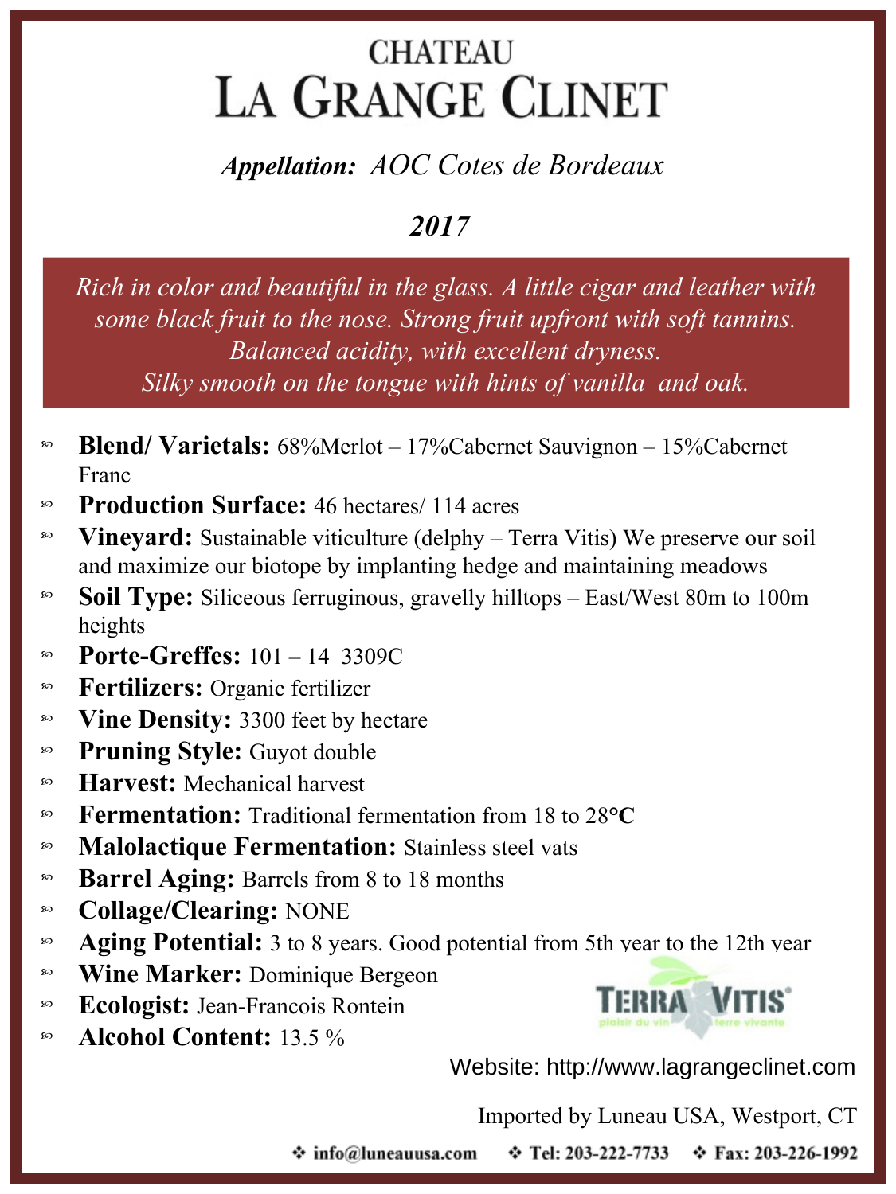# CHATEAU LA GRANGE CLINET

***Appellation:*** *AOC Cotes de Bordeaux*

***2017***

*Rich in color and beautiful in the glass. A little cigar and leather with some black fruit to the nose. Strong fruit upfront with soft tannins. Balanced acidity, with excellent dryness. Silky smooth on the tongue with hints of vanilla and oak.*

- **Blend/ Varietals:** 68%Merlot – 17%Cabernet Sauvignon – 15%Cabernet Franc
- **Production Surface:** 46 hectares/ 114 acres
- **Vineyard:** Sustainable viticulture (delphy – Terra Vitis) We preserve our soil and maximize our biotope by implanting hedge and maintaining meadows
- **Soil Type:** Siliceous ferruginous, gravelly hilltops – East/West 80m to 100m heights
- **Porte-Greffes:** 101 – 14 3309C
- **Fertilizers:** Organic fertilizer
- **Vine Density:** 3300 feet by hectare
- **Pruning Style:** Guyot double
- **Harvest:** Mechanical harvest
- **Fermentation:** Traditional fermentation from 18 to 28**°C**
- **Malolactique Fermentation:** Stainless steel vats
- **Barrel Aging:** Barrels from 8 to 18 months
- **Collage/Clearing:** NONE
- **Aging Potential:** 3 to 8 years. Good potential from 5th year to the 12th year
- **Wine Marker:** Dominique Bergeon
- **Ecologist:** Jean-Francois Rontein
- **Alcohol Content:** 13.5 %

TERRA VITIS® plaisir du vin terre vivante

Website: http://www.lagrangeclinet.com

Imported by Luneau USA, Westport, CT

❖ **info@luneauusa.com** ❖ **Tel: 203-222-7733** ❖ **Fax: 203-226-1992**